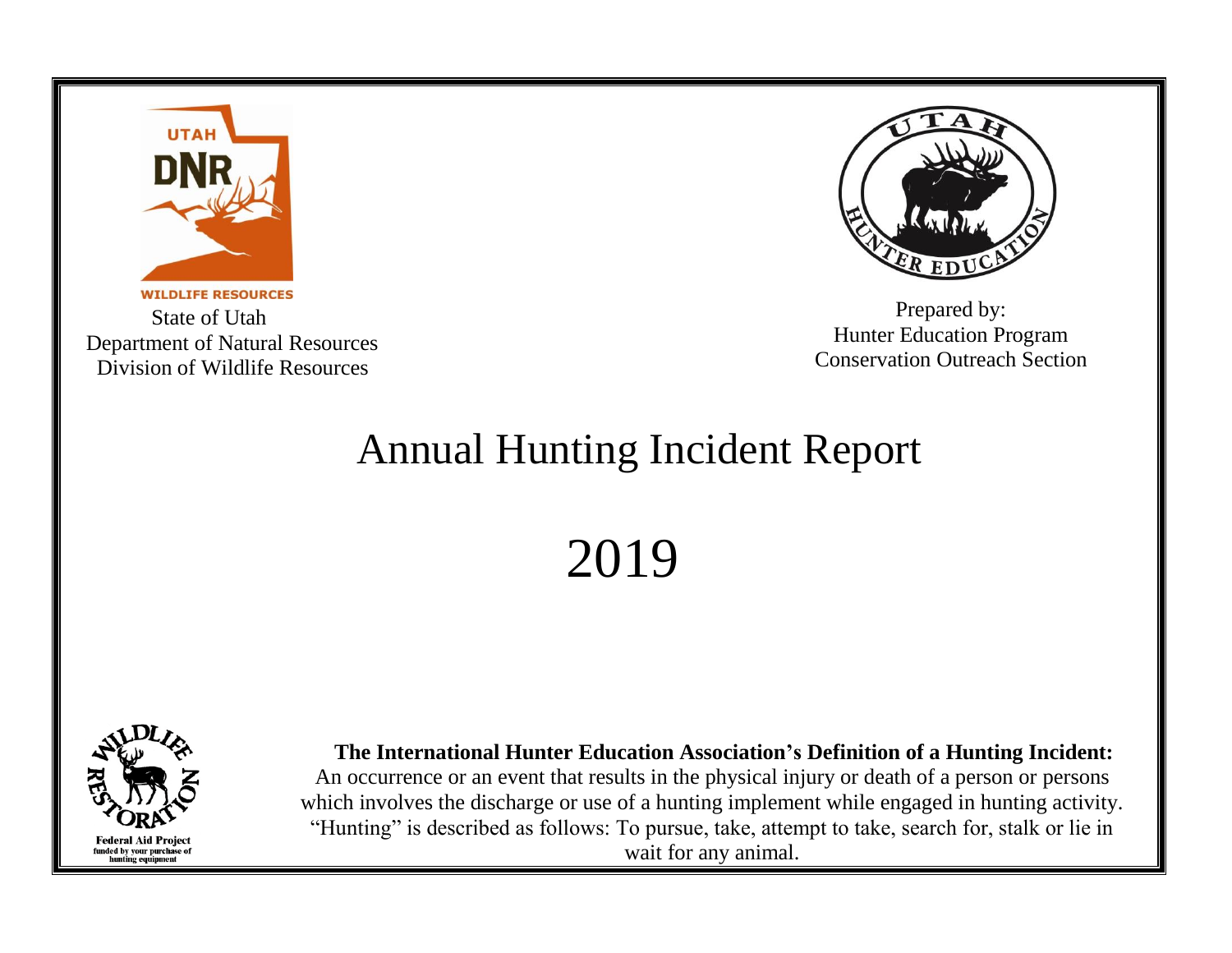WILDLIFE RESOURCES

State of Utah
Department of Natural Resources
Division of Wildlife Resources

Prepared by:
Hunter Education Program
Conservation Outreach Section

# Annual Hunting Incident Report

# 2019

Federal Aid Project
funded by your purchase of hunting equipment

**The International Hunter Education Association's Definition of a Hunting Incident:**
An occurrence or an event that results in the physical injury or death of a person or persons which involves the discharge or use of a hunting implement while engaged in hunting activity. "Hunting" is described as follows: To pursue, take, attempt to take, search for, stalk or lie in wait for any animal.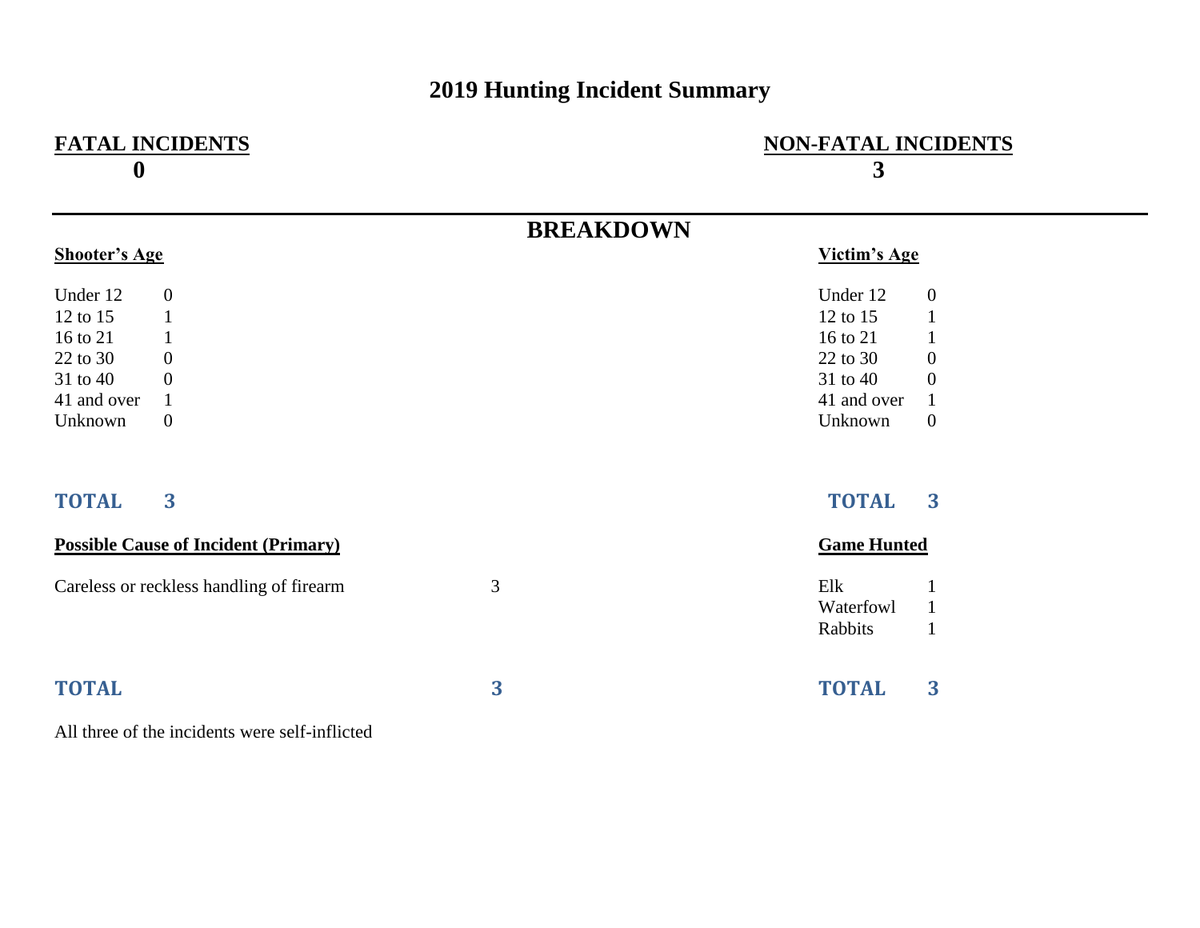# 2019 Hunting Incident Summary

| FATAL INCIDENTS | NON-FATAL INCIDENTS |
|---|---|
| **0** | **3** |

## BREAKDOWN

### Shooter's Age

| Age | Count |
|---|---|
| Under 12 | 0 |
| 12 to 15 | 1 |
| 16 to 21 | 1 |
| 22 to 30 | 0 |
| 31 to 40 | 0 |
| 41 and over | 1 |
| Unknown | 0 |
| **TOTAL** | **3** |

### Victim's Age

| Age | Count |
|---|---|
| Under 12 | 0 |
| 12 to 15 | 1 |
| 16 to 21 | 1 |
| 22 to 30 | 0 |
| 31 to 40 | 0 |
| 41 and over | 1 |
| Unknown | 0 |
| **TOTAL** | **3** |

### Possible Cause of Incident (Primary)

| Cause | Count |
|---|---|
| Careless or reckless handling of firearm | 3 |
| **TOTAL** | **3** |

### Game Hunted

| Game | Count |
|---|---|
| Elk | 1 |
| Waterfowl | 1 |
| Rabbits | 1 |
| **TOTAL** | **3** |

All three of the incidents were self-inflicted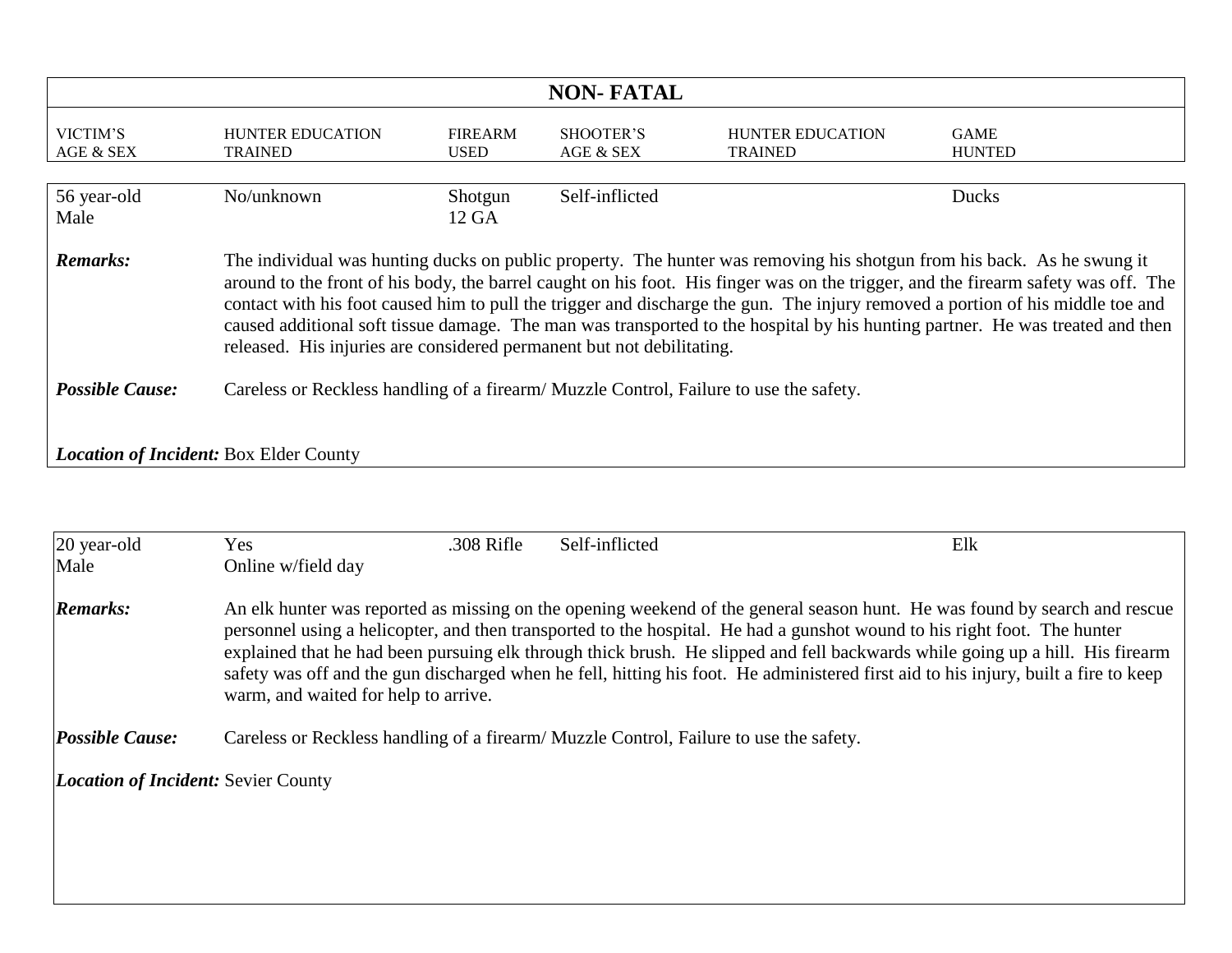## NON- FATAL

| VICTIM'S AGE & SEX | HUNTER EDUCATION TRAINED | FIREARM USED | SHOOTER'S AGE & SEX | HUNTER EDUCATION TRAINED | GAME HUNTED |
|---|---|---|---|---|---|
| 56 year-old Male | No/unknown | Shotgun 12 GA | Self-inflicted | | Ducks |

***Remarks:*** The individual was hunting ducks on public property. The hunter was removing his shotgun from his back. As he swung it around to the front of his body, the barrel caught on his foot. His finger was on the trigger, and the firearm safety was off. The contact with his foot caused him to pull the trigger and discharge the gun. The injury removed a portion of his middle toe and caused additional soft tissue damage. The man was transported to the hospital by his hunting partner. He was treated and then released. His injuries are considered permanent but not debilitating.

***Possible Cause:*** Careless or Reckless handling of a firearm/ Muzzle Control, Failure to use the safety.

***Location of Incident:*** Box Elder County

| VICTIM'S AGE & SEX | HUNTER EDUCATION TRAINED | FIREARM USED | SHOOTER'S AGE & SEX | HUNTER EDUCATION TRAINED | GAME HUNTED |
|---|---|---|---|---|---|
| 20 year-old Male | Yes Online w/field day | .308 Rifle | Self-inflicted | | Elk |

***Remarks:*** An elk hunter was reported as missing on the opening weekend of the general season hunt. He was found by search and rescue personnel using a helicopter, and then transported to the hospital. He had a gunshot wound to his right foot. The hunter explained that he had been pursuing elk through thick brush. He slipped and fell backwards while going up a hill. His firearm safety was off and the gun discharged when he fell, hitting his foot. He administered first aid to his injury, built a fire to keep warm, and waited for help to arrive.

***Possible Cause:*** Careless or Reckless handling of a firearm/ Muzzle Control, Failure to use the safety.

***Location of Incident:*** Sevier County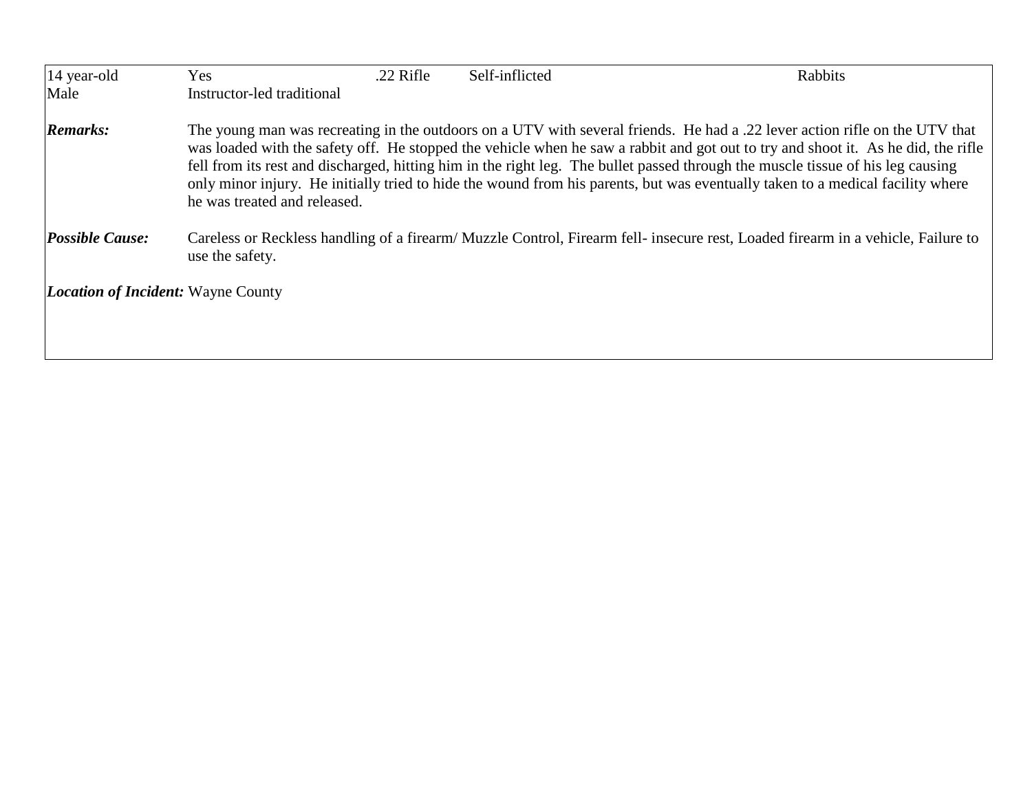| | | | | |
|---|---|---|---|---|
| 14 year-old<br>Male | Yes<br>Instructor-led traditional | .22 Rifle | Self-inflicted | Rabbits |

***Remarks:*** The young man was recreating in the outdoors on a UTV with several friends. He had a .22 lever action rifle on the UTV that was loaded with the safety off. He stopped the vehicle when he saw a rabbit and got out to try and shoot it. As he did, the rifle fell from its rest and discharged, hitting him in the right leg. The bullet passed through the muscle tissue of his leg causing only minor injury. He initially tried to hide the wound from his parents, but was eventually taken to a medical facility where he was treated and released.

***Possible Cause:*** Careless or Reckless handling of a firearm/ Muzzle Control, Firearm fell- insecure rest, Loaded firearm in a vehicle, Failure to use the safety.

***Location of Incident:*** Wayne County